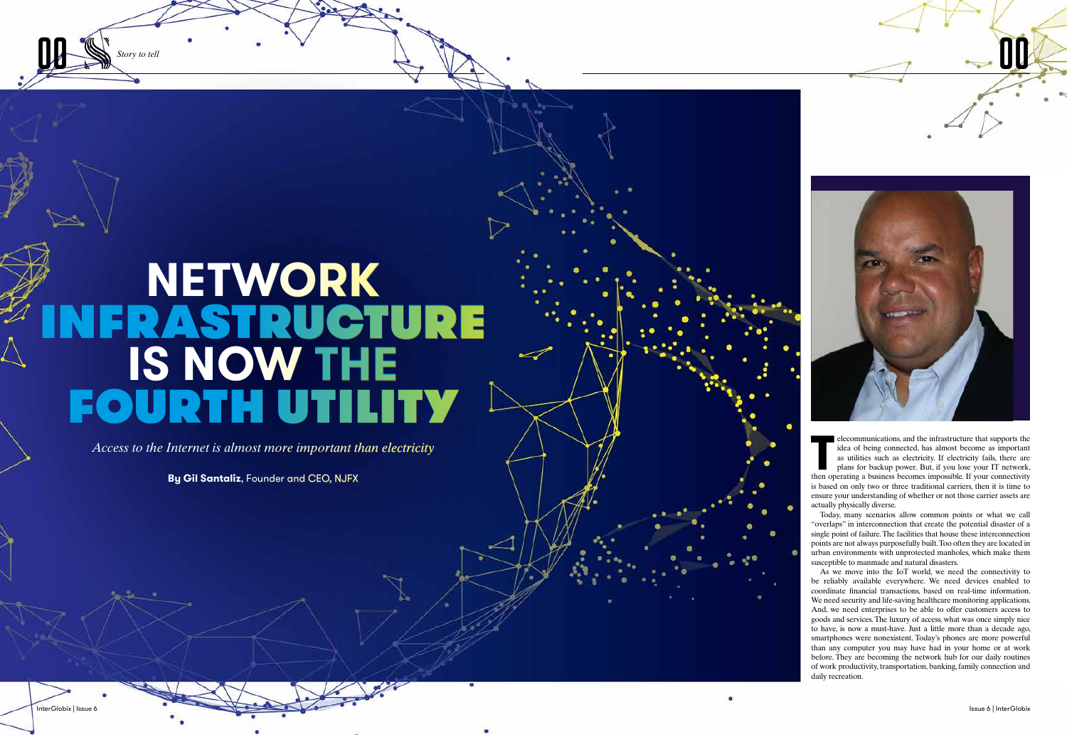# NETWORK INFRASTRUCTURE IS NOW THE FOURTH UTILITY

*Access to the Internet is almost more important than electricity*

**By Gil Santaliz**, Founder and CEO, NJFX

Telecommunications, and the infrastructure that supports the idea of being connected, has almost become as important as utilities such as electricity. If electricity fails, there are plans for backup power. But, if you lose your IT network, then operating a business becomes impossible. If your connectivity is based on only two or three traditional carriers, then it is time to ensure your understanding of whether or not those carrier assets are actually physically diverse.

Today, many scenarios allow common points or what we call "overlaps" in interconnection that create the potential disaster of a single point of failure. The facilities that house these interconnection points are not always purposefully built. Too often they are located in urban environments with unprotected manholes, which make them susceptible to manmade and natural disasters.

As we move into the IoT world, we need the connectivity to be reliably available everywhere. We need devices enabled to coordinate financial transactions, based on real-time information. We need security and life-saving healthcare monitoring applications. And, we need enterprises to be able to offer customers access to goods and services. The luxury of access, what was once simply nice to have, is now a must-have. Just a little more than a decade ago, smartphones were nonexistent. Today's phones are more powerful than any computer you may have had in your home or at work before. They are becoming the network hub for our daily routines of work productivity, transportation, banking, family connection and daily recreation.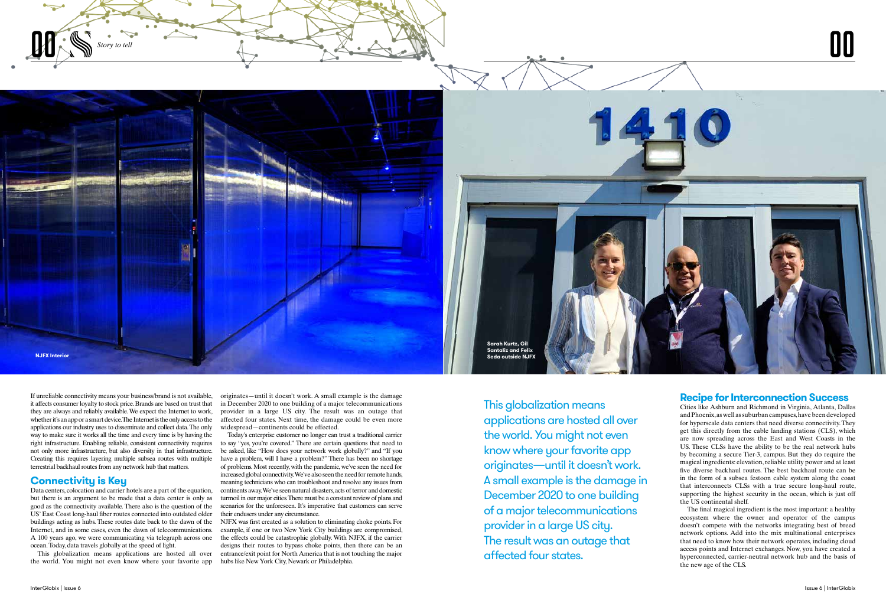NJFX Interior

Sarah Kurtz, Gil Santaliz and Felix Seda outside NJFX

If unreliable connectivity means your business/brand is not available, it affects consumer loyalty to stock price. Brands are based on trust that they are always and reliably available. We expect the Internet to work, whether it's an app or a smart device. The Internet is the only access to the applications our industry uses to disseminate and collect data. The only way to make sure it works all the time and every time is by having the right infrastructure. Enabling reliable, consistent connectivity requires not only more infrastructure, but also diversity in that infrastructure. Creating this requires layering multiple subsea routes with multiple terrestrial backhaul routes from any network hub that matters.

## Connectivity is Key

Data centers, colocation and carrier hotels are a part of the equation, but there is an argument to be made that a data center is only as good as the connectivity available. There also is the question of the US' East Coast long-haul fiber routes connected into outdated older buildings acting as hubs. These routes date back to the dawn of the Internet, and in some cases, even the dawn of telecommunications. A 100 years ago, we were communicating via telegraph across one ocean. Today, data travels globally at the speed of light.

This globalization means applications are hosted all over the world. You might not even know where your favorite app originates—until it doesn't work. A small example is the damage in December 2020 to one building of a major telecommunications provider in a large US city. The result was an outage that affected four states. Next time, the damage could be even more widespread—continents could be effected.

Today's enterprise customer no longer can trust a traditional carrier to say "yes, you're covered." There are certain questions that need to be asked, like "How does your network work globally?" and "If you have a problem, will I have a problem?" There has been no shortage of problems. Most recently, with the pandemic, we've seen the need for increased global connectivity. We've also seen the need for remote hands, meaning technicians who can troubleshoot and resolve any issues from continents away. We've seen natural disasters, acts of terror and domestic turmoil in our major cities. There must be a constant review of plans and scenarios for the unforeseen. It's imperative that customers can serve their endusers under any circumstance.

NJFX was first created as a solution to eliminating choke points. For example, if one or two New York City buildings are compromised, the effects could be catastrophic globally. With NJFX, if the carrier designs their routes to bypass choke points, then there can be an entrance/exit point for North America that is not touching the major hubs like New York City, Newark or Philadelphia.

> This globalization means applications are hosted all over the world. You might not even know where your favorite app originates—until it doesn't work. A small example is the damage in December 2020 to one building of a major telecommunications provider in a large US city. The result was an outage that affected four states.

## Recipe for Interconnection Success

Cities like Ashburn and Richmond in Virginia, Atlanta, Dallas and Phoenix, as well as suburban campuses, have been developed for hyperscale data centers that need diverse connectivity. They get this directly from the cable landing stations (CLS), which are now spreading across the East and West Coasts in the US. These CLSs have the ability to be the real network hubs by becoming a secure Tier-3, campus. But they do require the magical ingredients: elevation, reliable utility power and at least five diverse backhaul routes. The best backhaul route can be in the form of a subsea festoon cable system along the coast that interconnects CLSs with a true secure long-haul route, supporting the highest security in the ocean, which is just off the US continental shelf.

The final magical ingredient is the most important: a healthy ecosystem where the owner and operator of the campus doesn't compete with the networks integrating best of breed network options. Add into the mix multinational enterprises that need to know how their network operates, including cloud access points and Internet exchanges. Now, you have created a hyperconnected, carrier-neutral network hub and the basis of the new age of the CLS.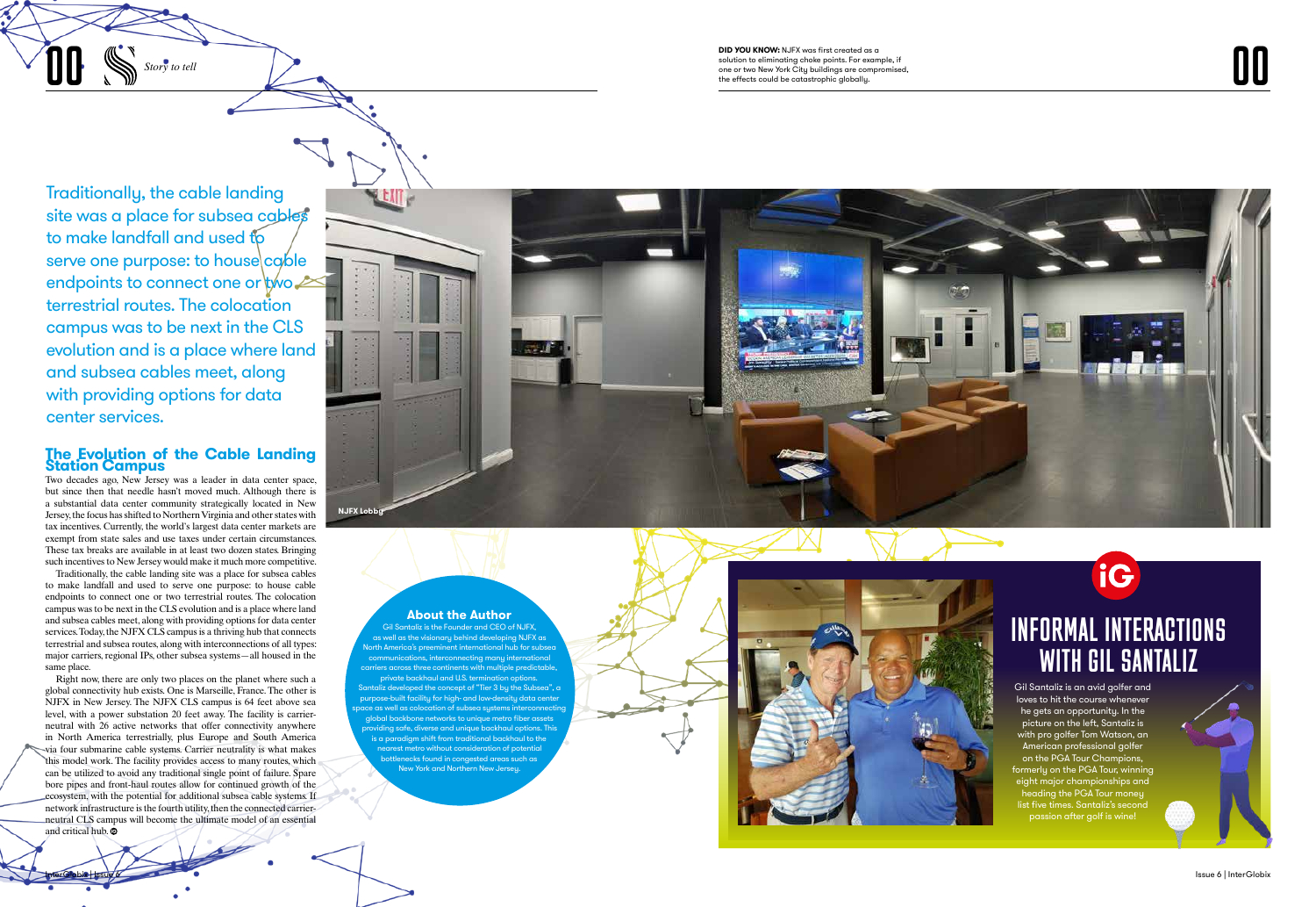**DID YOU KNOW:** NJFX was first created as a solution to eliminating choke points. For example, if one or two New York City buildings are compromised, the effects could be catastrophic globally.

Traditionally, the cable landing site was a place for subsea cables to make landfall and used to serve one purpose: to house cable endpoints to connect one or two terrestrial routes. The colocation campus was to be next in the CLS evolution and is a place where land and subsea cables meet, along with providing options for data center services.

## The Evolution of the Cable Landing Station Campus

Two decades ago, New Jersey was a leader in data center space, but since then that needle hasn't moved much. Although there is a substantial data center community strategically located in New Jersey, the focus has shifted to Northern Virginia and other states with tax incentives. Currently, the world's largest data center markets are exempt from state sales and use taxes under certain circumstances. These tax breaks are available in at least two dozen states. Bringing such incentives to New Jersey would make it much more competitive.

Traditionally, the cable landing site was a place for subsea cables to make landfall and used to serve one purpose: to house cable endpoints to connect one or two terrestrial routes. The colocation campus was to be next in the CLS evolution and is a place where land and subsea cables meet, along with providing options for data center services. Today, the NJFX CLS campus is a thriving hub that connects terrestrial and subsea routes, along with interconnections of all types: major carriers, regional IPs, other subsea systems—all housed in the same place.

Right now, there are only two places on the planet where such a global connectivity hub exists. One is Marseille, France. The other is NJFX in New Jersey. The NJFX CLS campus is 64 feet above sea level, with a power substation 20 feet away. The facility is carrier-neutral with 26 active networks that offer connectivity anywhere in North America terrestrially, plus Europe and South America via four submarine cable systems. Carrier neutrality is what makes this model work. The facility provides access to many routes, which can be utilized to avoid any traditional single point of failure. Spare bore pipes and front-haul routes allow for continued growth of the ecosystem, with the potential for additional subsea cable systems. If network infrastructure is the fourth utility, then the connected carrier-neutral CLS campus will become the ultimate model of an essential and critical hub.

NJFX Lobby

### About the Author

Gil Santaliz is the Founder and CEO of NJFX, as well as the visionary behind developing NJFX as North America's preeminent international hub for subsea communications, interconnecting many international carriers across three continents with multiple predictable, private backhaul and U.S. termination options. Santaliz developed the concept of "Tier 3 by the Subsea", a purpose-built facility for high- and low-density data center space as well as colocation of subsea systems interconnecting global backbone networks to unique metro fiber assets providing safe, diverse and unique backhaul options. This is a paradigm shift from traditional backhaul to the nearest metro without consideration of potential bottlenecks found in congested areas such as New York and Northern New Jersey.

## INFORMAL INTERACTIONS WITH GIL SANTALIZ

Gil Santaliz is an avid golfer and loves to hit the course whenever he gets an opportunity. In the picture on the left, Santaliz is with pro golfer Tom Watson, an American professional golfer on the PGA Tour Champions, formerly on the PGA Tour, winning eight major championships and heading the PGA Tour money list five times. Santaliz's second passion after golf is wine!